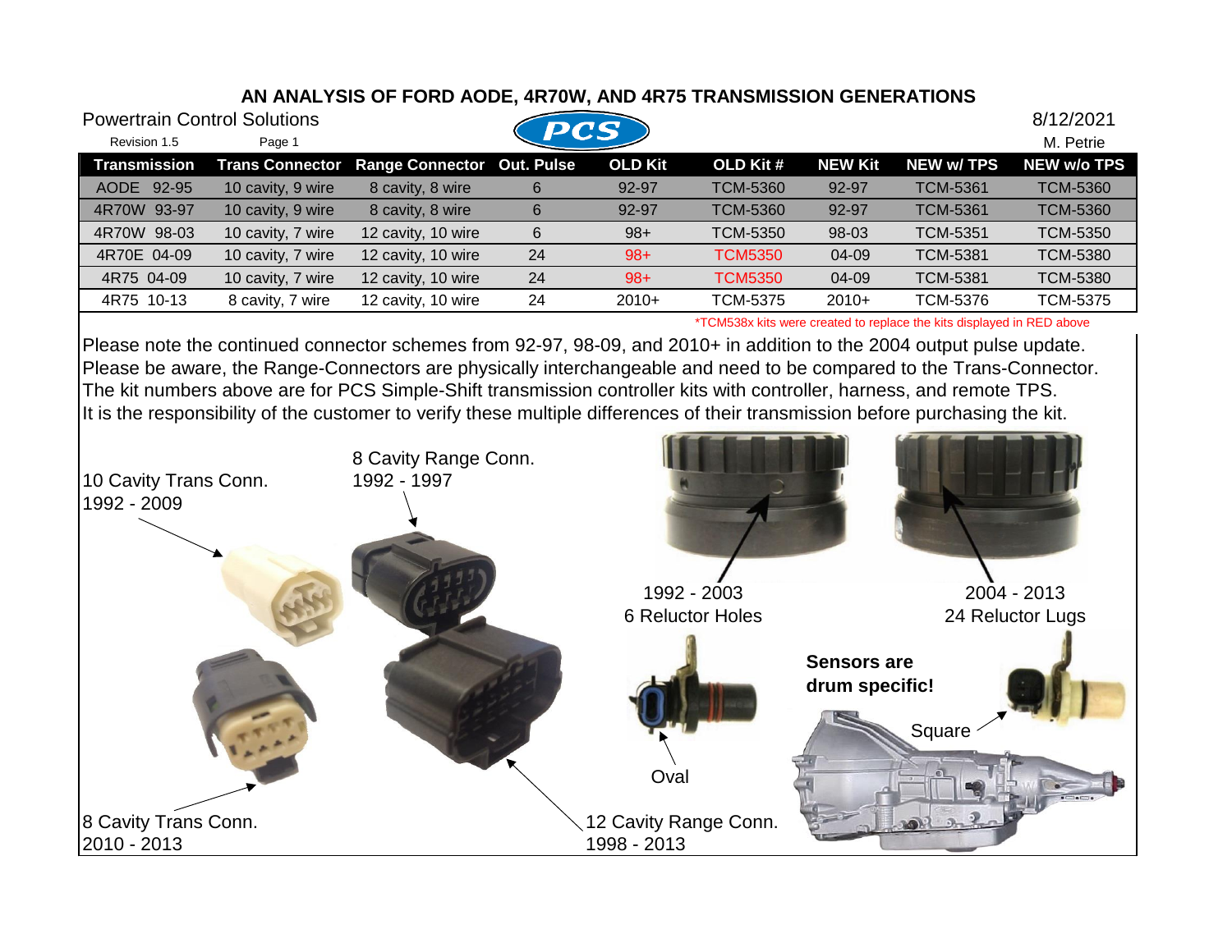# AN ANALYSIS OF FORD AODE, 4R70W, AND 4R75 TRANSMISSION GENERATIONS

Powertrain Control Solutions — 8/12/2021

Revision 1.5 — M. Petrie

| Transmission | Trans Connector | Range Connector | Out. Pulse | OLD Kit | OLD Kit # | NEW Kit | NEW w/ TPS | NEW w/o TPS |
|---|---|---|---|---|---|---|---|---|
| AODE 92-95 | 10 cavity, 9 wire | 8 cavity, 8 wire | 6 | 92-97 | TCM-5360 | 92-97 | TCM-5361 | TCM-5360 |
| 4R70W 93-97 | 10 cavity, 9 wire | 8 cavity, 8 wire | 6 | 92-97 | TCM-5360 | 92-97 | TCM-5361 | TCM-5360 |
| 4R70W 98-03 | 10 cavity, 7 wire | 12 cavity, 10 wire | 6 | 98+ | TCM-5350 | 98-03 | TCM-5351 | TCM-5350 |
| 4R70E 04-09 | 10 cavity, 7 wire | 12 cavity, 10 wire | 24 | 98+ | TCM5350 | 04-09 | TCM-5381 | TCM-5380 |
| 4R75 04-09 | 10 cavity, 7 wire | 12 cavity, 10 wire | 24 | 98+ | TCM5350 | 04-09 | TCM-5381 | TCM-5380 |
| 4R75 10-13 | 8 cavity, 7 wire | 12 cavity, 10 wire | 24 | 2010+ | TCM-5375 | 2010+ | TCM-5376 | TCM-5375 |

*TCM538x kits were created to replace the kits displayed in RED above

Please note the continued connector schemes from 92-97, 98-09, and 2010+ in addition to the 2004 output pulse update.
Please be aware, the Range-Connectors are physically interchangeable and need to be compared to the Trans-Connector.
The kit numbers above are for PCS Simple-Shift transmission controller kits with controller, harness, and remote TPS.
It is the responsibility of the customer to verify these multiple differences of their transmission before purchasing the kit.

10 Cavity Trans Conn.
1992 - 2009

8 Cavity Range Conn.
1992 - 1997

8 Cavity Trans Conn.
2010 - 2013

12 Cavity Range Conn.
1998 - 2013

1992 - 2003
6 Reluctor Holes

2004 - 2013
24 Reluctor Lugs

**Sensors are drum specific!**

Oval

Square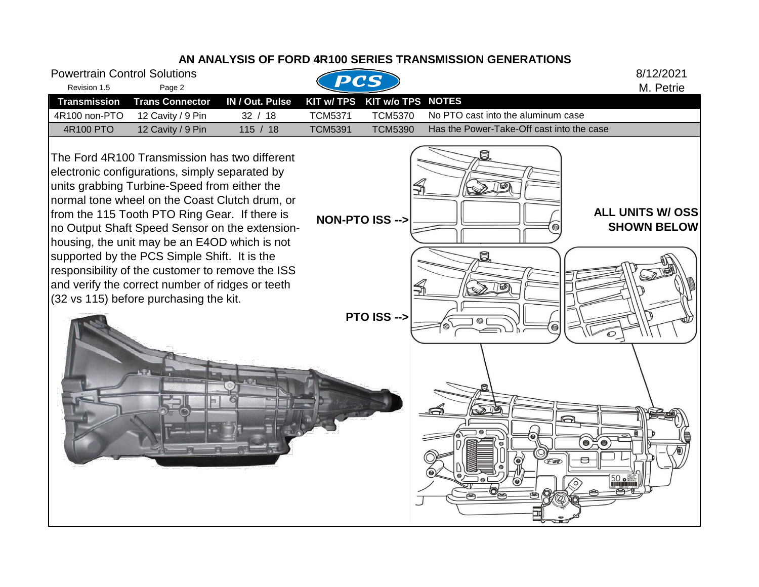# AN ANALYSIS OF FORD 4R100 SERIES TRANSMISSION GENERATIONS

Powertrain Control Solutions
Revision 1.5

8/12/2021
M. Petrie

| Transmission | Trans Connector | IN / Out. Pulse | KIT w/ TPS | KIT w/o TPS | NOTES |
|---|---|---|---|---|---|
| 4R100 non-PTO | 12 Cavity / 9 Pin | 32 / 18 | TCM5371 | TCM5370 | No PTO cast into the aluminum case |
| 4R100 PTO | 12 Cavity / 9 Pin | 115 / 18 | TCM5391 | TCM5390 | Has the Power-Take-Off cast into the case |

The Ford 4R100 Transmission has two different electronic configurations, simply separated by units grabbing Turbine-Speed from either the normal tone wheel on the Coast Clutch drum, or from the 115 Tooth PTO Ring Gear. If there is no Output Shaft Speed Sensor on the extension-housing, the unit may be an E4OD which is not supported by the PCS Simple Shift. It is the responsibility of the customer to remove the ISS and verify the correct number of ridges or teeth (32 vs 115) before purchasing the kit.

**NON-PTO ISS -->**

**PTO ISS -->**

**ALL UNITS W/ OSS SHOWN BELOW**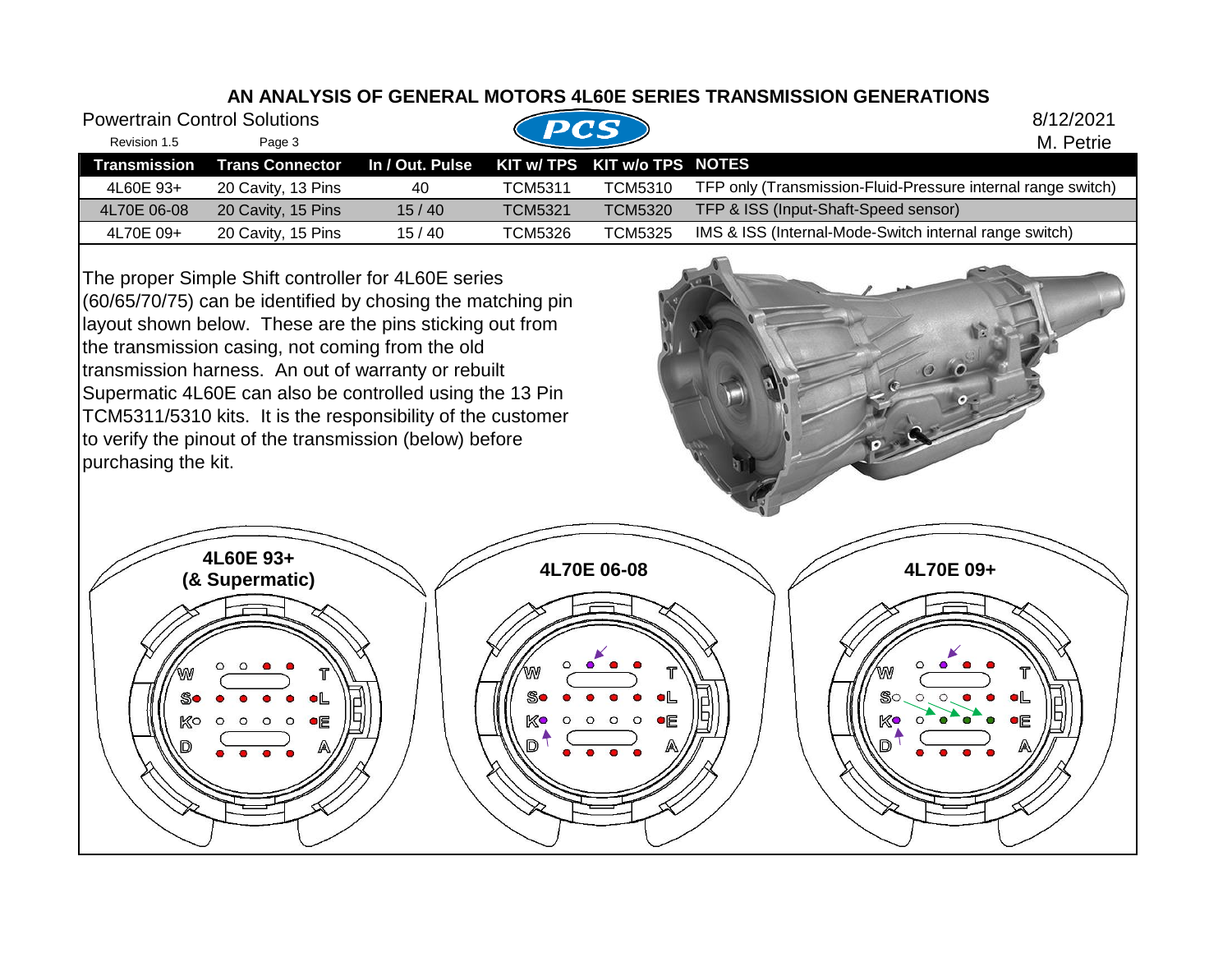## AN ANALYSIS OF GENERAL MOTORS 4L60E SERIES TRANSMISSION GENERATIONS

Powertrain Control Solutions

Revision 1.5

8/12/2021
M. Petrie

| Transmission | Trans Connector | In / Out. Pulse | KIT w/ TPS | KIT w/o TPS | NOTES |
|---|---|---|---|---|---|
| 4L60E 93+ | 20 Cavity, 13 Pins | 40 | TCM5311 | TCM5310 | TFP only (Transmission-Fluid-Pressure internal range switch) |
| 4L70E 06-08 | 20 Cavity, 15 Pins | 15 / 40 | TCM5321 | TCM5320 | TFP & ISS (Input-Shaft-Speed sensor) |
| 4L70E 09+ | 20 Cavity, 15 Pins | 15 / 40 | TCM5326 | TCM5325 | IMS & ISS (Internal-Mode-Switch internal range switch) |

The proper Simple Shift controller for 4L60E series (60/65/70/75) can be identified by chosing the matching pin layout shown below. These are the pins sticking out from the transmission casing, not coming from the old transmission harness. An out of warranty or rebuilt Supermatic 4L60E can also be controlled using the 13 Pin TCM5311/5310 kits. It is the responsibility of the customer to verify the pinout of the transmission (below) before purchasing the kit.

**4L60E 93+ (& Supermatic)**

**4L70E 06-08**

**4L70E 09+**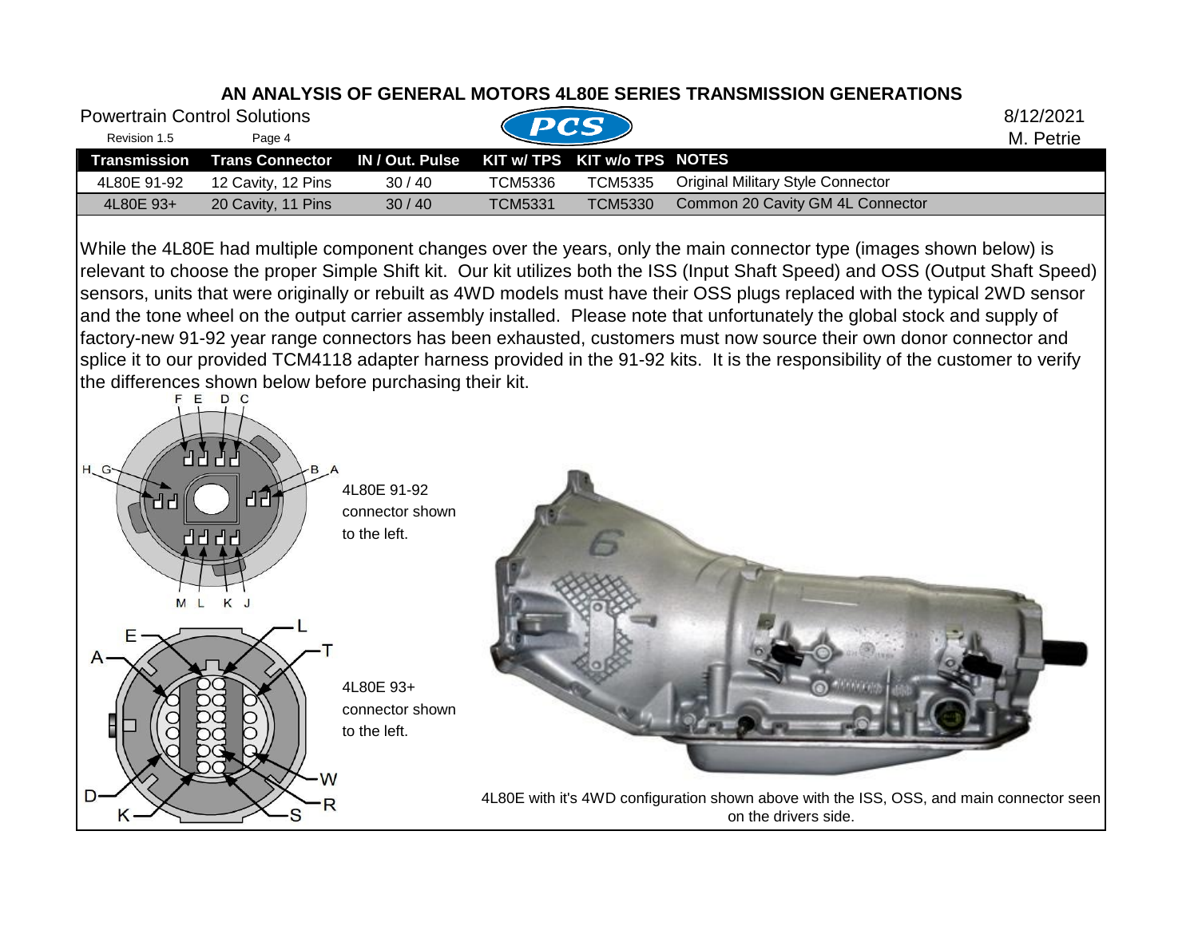# AN ANALYSIS OF GENERAL MOTORS 4L80E SERIES TRANSMISSION GENERATIONS

Powertrain Control Solutions

Revision 1.5

8/12/2021

M. Petrie

| Transmission | Trans Connector | IN / Out. Pulse | KIT w/ TPS | KIT w/o TPS | NOTES |
|---|---|---|---|---|---|
| 4L80E 91-92 | 12 Cavity, 12 Pins | 30 / 40 | TCM5336 | TCM5335 | Original Military Style Connector |
| 4L80E 93+ | 20 Cavity, 11 Pins | 30 / 40 | TCM5331 | TCM5330 | Common 20 Cavity GM 4L Connector |

While the 4L80E had multiple component changes over the years, only the main connector type (images shown below) is relevant to choose the proper Simple Shift kit. Our kit utilizes both the ISS (Input Shaft Speed) and OSS (Output Shaft Speed) sensors, units that were originally or rebuilt as 4WD models must have their OSS plugs replaced with the typical 2WD sensor and the tone wheel on the output carrier assembly installed. Please note that unfortunately the global stock and supply of factory-new 91-92 year range connectors has been exhausted, customers must now source their own donor connector and splice it to our provided TCM4118 adapter harness provided in the 91-92 kits. It is the responsibility of the customer to verify the differences shown below before purchasing their kit.

F E D C

H G B A

M L K J

4L80E 91-92 connector shown to the left.

E L A T D W K S R

4L80E 93+ connector shown to the left.

4L80E with it's 4WD configuration shown above with the ISS, OSS, and main connector seen on the drivers side.